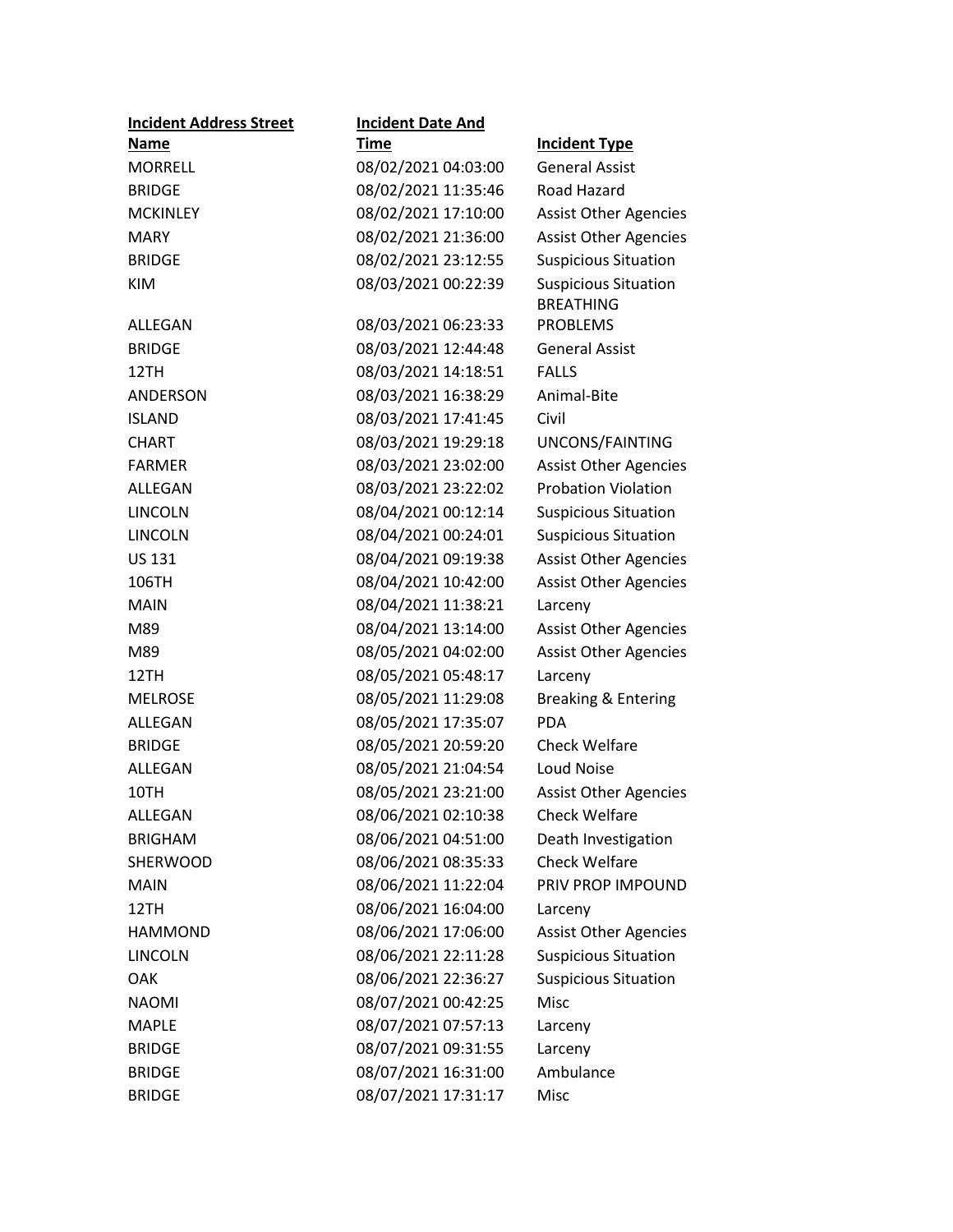| Incident Address Street Name | Incident Date And Time | Incident Type |
| --- | --- | --- |
| MORRELL | 08/02/2021 04:03:00 | General Assist |
| BRIDGE | 08/02/2021 11:35:46 | Road Hazard |
| MCKINLEY | 08/02/2021 17:10:00 | Assist Other Agencies |
| MARY | 08/02/2021 21:36:00 | Assist Other Agencies |
| BRIDGE | 08/02/2021 23:12:55 | Suspicious Situation |
| KIM | 08/03/2021 00:22:39 | Suspicious Situation |
| ALLEGAN | 08/03/2021 06:23:33 | BREATHING PROBLEMS |
| BRIDGE | 08/03/2021 12:44:48 | General Assist |
| 12TH | 08/03/2021 14:18:51 | FALLS |
| ANDERSON | 08/03/2021 16:38:29 | Animal-Bite |
| ISLAND | 08/03/2021 17:41:45 | Civil |
| CHART | 08/03/2021 19:29:18 | UNCONS/FAINTING |
| FARMER | 08/03/2021 23:02:00 | Assist Other Agencies |
| ALLEGAN | 08/03/2021 23:22:02 | Probation Violation |
| LINCOLN | 08/04/2021 00:12:14 | Suspicious Situation |
| LINCOLN | 08/04/2021 00:24:01 | Suspicious Situation |
| US 131 | 08/04/2021 09:19:38 | Assist Other Agencies |
| 106TH | 08/04/2021 10:42:00 | Assist Other Agencies |
| MAIN | 08/04/2021 11:38:21 | Larceny |
| M89 | 08/04/2021 13:14:00 | Assist Other Agencies |
| M89 | 08/05/2021 04:02:00 | Assist Other Agencies |
| 12TH | 08/05/2021 05:48:17 | Larceny |
| MELROSE | 08/05/2021 11:29:08 | Breaking & Entering |
| ALLEGAN | 08/05/2021 17:35:07 | PDA |
| BRIDGE | 08/05/2021 20:59:20 | Check Welfare |
| ALLEGAN | 08/05/2021 21:04:54 | Loud Noise |
| 10TH | 08/05/2021 23:21:00 | Assist Other Agencies |
| ALLEGAN | 08/06/2021 02:10:38 | Check Welfare |
| BRIGHAM | 08/06/2021 04:51:00 | Death Investigation |
| SHERWOOD | 08/06/2021 08:35:33 | Check Welfare |
| MAIN | 08/06/2021 11:22:04 | PRIV PROP IMPOUND |
| 12TH | 08/06/2021 16:04:00 | Larceny |
| HAMMOND | 08/06/2021 17:06:00 | Assist Other Agencies |
| LINCOLN | 08/06/2021 22:11:28 | Suspicious Situation |
| OAK | 08/06/2021 22:36:27 | Suspicious Situation |
| NAOMI | 08/07/2021 00:42:25 | Misc |
| MAPLE | 08/07/2021 07:57:13 | Larceny |
| BRIDGE | 08/07/2021 09:31:55 | Larceny |
| BRIDGE | 08/07/2021 16:31:00 | Ambulance |
| BRIDGE | 08/07/2021 17:31:17 | Misc |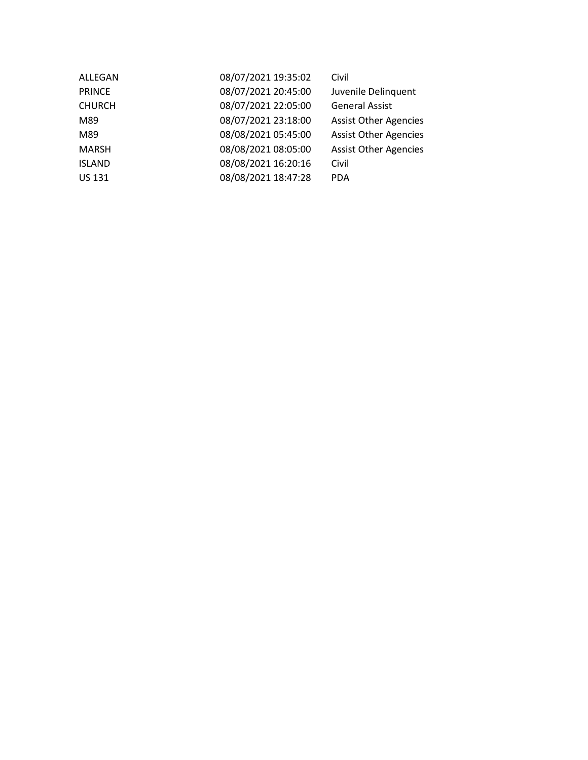| | | |
|---|---|---|
| ALLEGAN | 08/07/2021 19:35:02 | Civil |
| PRINCE | 08/07/2021 20:45:00 | Juvenile Delinquent |
| CHURCH | 08/07/2021 22:05:00 | General Assist |
| M89 | 08/07/2021 23:18:00 | Assist Other Agencies |
| M89 | 08/08/2021 05:45:00 | Assist Other Agencies |
| MARSH | 08/08/2021 08:05:00 | Assist Other Agencies |
| ISLAND | 08/08/2021 16:20:16 | Civil |
| US 131 | 08/08/2021 18:47:28 | PDA |